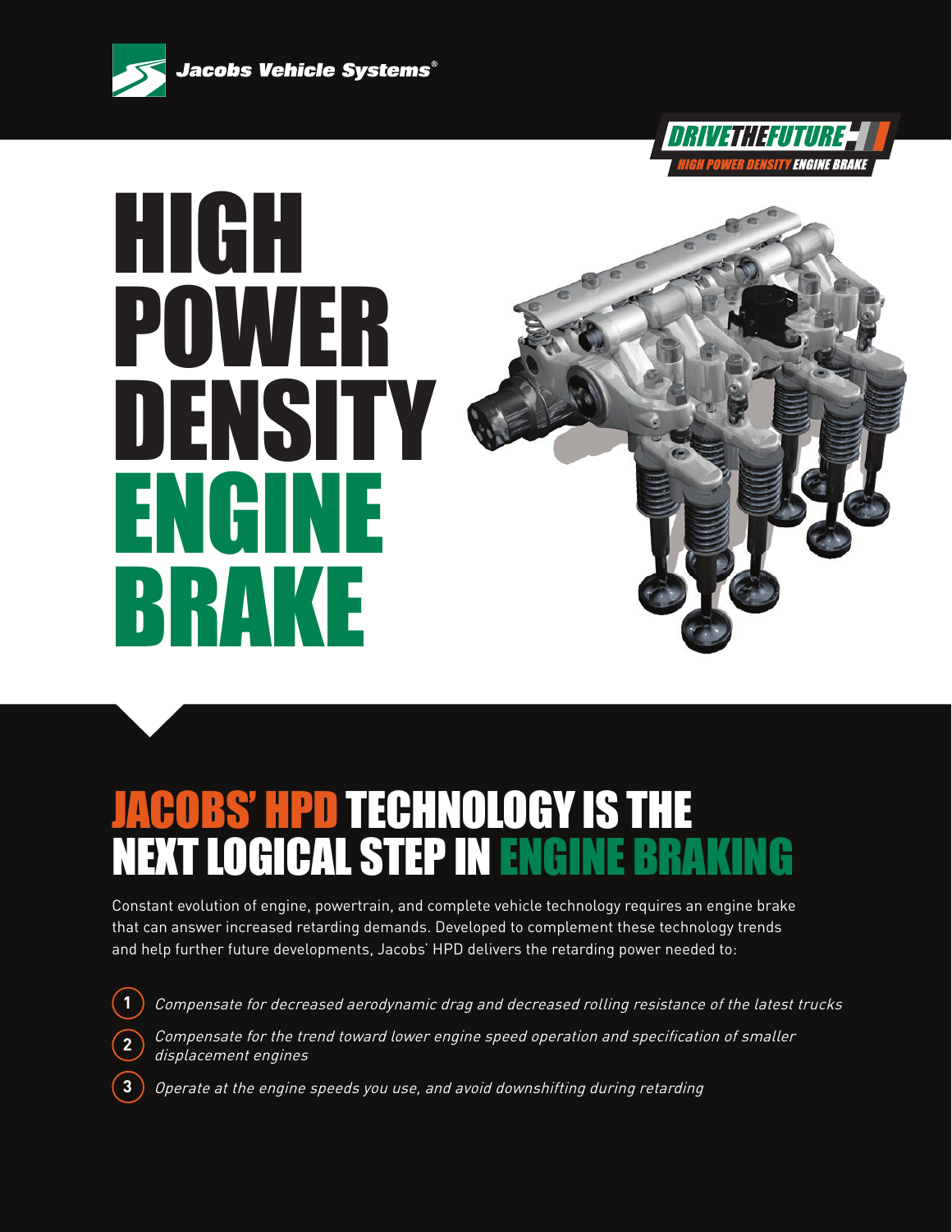Jacobs Vehicle Systems®

DRIVETHEFUTURE
HIGH POWER DENSITY ENGINE BRAKE

# HIGH POWER DENSITY ENGINE BRAKE

## JACOBS' HPD TECHNOLOGY IS THE NEXT LOGICAL STEP IN ENGINE BRAKING

Constant evolution of engine, powertrain, and complete vehicle technology requires an engine brake that can answer increased retarding demands. Developed to complement these technology trends and help further future developments, Jacobs' HPD delivers the retarding power needed to:

1. *Compensate for decreased aerodynamic drag and decreased rolling resistance of the latest trucks*
2. *Compensate for the trend toward lower engine speed operation and specification of smaller displacement engines*
3. *Operate at the engine speeds you use, and avoid downshifting during retarding*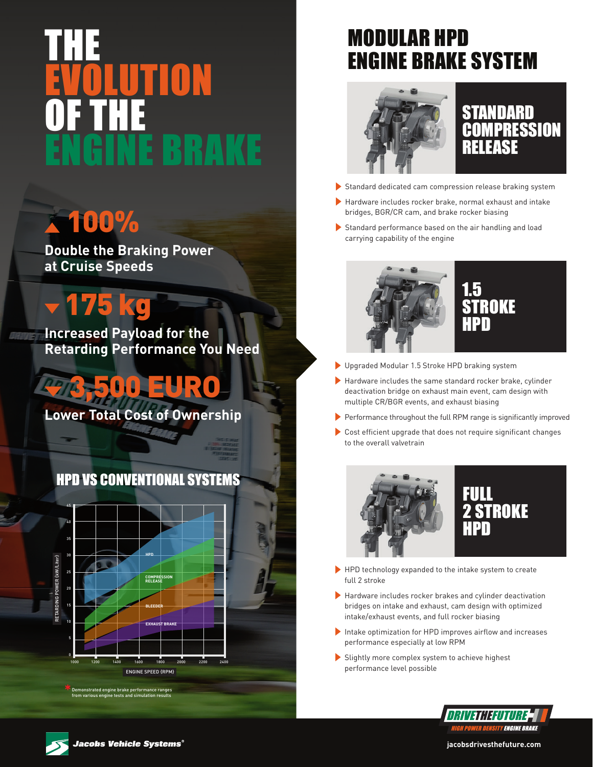# THE EVOLUTION OF THE ENGINE BRAKE

## ▲ 100%

**Double the Braking Power at Cruise Speeds**

## ▼ 175 kg

**Increased Payload for the Retarding Performance You Need**

## ▼ 3,500 EURO

**Lower Total Cost of Ownership**

## HPD VS CONVENTIONAL SYSTEMS

RETARDING POWER (kW/Liter)

0
5
10
15
20
25
30
35
40
45

ENGINE SPEED (RPM)

1000
1200
1400
1600
1800
2000
2200
2400

HPD
COMPRESSION RELEASE
BLEEDER
EXHAUST BRAKE

\* Demonstrated engine brake performance ranges from various engine tests and simulation results

# MODULAR HPD ENGINE BRAKE SYSTEM

## STANDARD COMPRESSION RELEASE

- Standard dedicated cam compression release braking system
- Hardware includes rocker brake, normal exhaust and intake bridges, BGR/CR cam, and brake rocker biasing
- Standard performance based on the air handling and load carrying capability of the engine

## 1.5 STROKE HPD

- Upgraded Modular 1.5 Stroke HPD braking system
- Hardware includes the same standard rocker brake, cylinder deactivation bridge on exhaust main event, cam design with multiple CR/BGR events, and exhaust biasing
- Performance throughout the full RPM range is significantly improved
- Cost efficient upgrade that does not require significant changes to the overall valvetrain

## FULL 2 STROKE HPD

- HPD technology expanded to the intake system to create full 2 stroke
- Hardware includes rocker brakes and cylinder deactivation bridges on intake and exhaust, cam design with optimized intake/exhaust events, and full rocker biasing
- Intake optimization for HPD improves airflow and increases performance especially at low RPM
- Slightly more complex system to achieve highest performance level possible

DRIVETHEFUTURE
HIGH POWER DENSITY ENGINE BRAKE

Jacobs Vehicle Systems®

jacobsdrivesthefuture.com